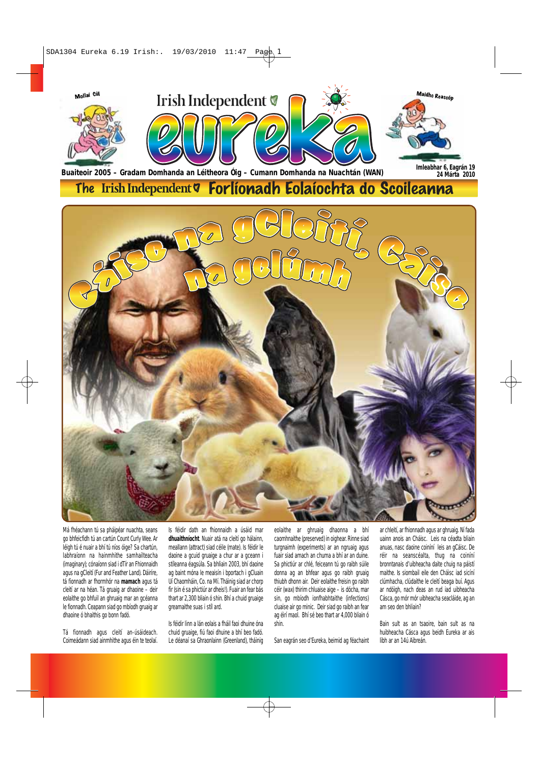Mollaí Cúl

Irish Independent

# eureka

Maidhc Reascóp

Buaiteoir 2005 – Gradam Domhanda an Léitheora Óig – Cumann Domhanda na Nuachtán (WAN)

Imleabhar 6, Eagrán 19
24 Márta 2010

## The Irish Independent Forlíonadh Eolaíochta do Scoileanna

# Cáisc na gCleití, Cáisc na gclúmh

Má fhéachann tú sa pháipéar nuachta, seans go bhfeicfidh tú an cartún Count Curly Wee. Ar léigh tú é nuair a bhí tú níos óige? Sa chartún, labhraíonn na hainmhithe samhailteacha (imaginary); cónaíonn siad i dTír an Fhionnaidh agus na gCleití (Fur and Feather Land). Dáiríre, tá fionnadh ar fhormhór na **mamach** agus tá cleití ar na héan. Tá gruaig ar dhaoine – deir eolaithe go bhfuil an ghruaig mar an gcéanna le fionnadh. Ceapann siad go mbíodh gruaig ar dhaoine ó bhaithis go bonn fadó.

Tá fionnadh agus cleití an-úsáideach. Coimeádann siad ainmhithe agus éin te teolaí. Is féidir dath an fhionnaidh a úsáid mar **dhuaithníocht**. Nuair atá na cleití go hálainn, meallann (attract) siad céile (mate). Is féidir le daoine a gcuid gruaige a chur ar a gceann i stíleanna éagsúla. Sa bhliain 2003, bhí daoine ag baint móna le meaisín i bportach i gCluain Uí Chaomháin, Co. na Mí. Tháinig siad ar chorp fir (sin é sa phictiúr ar dheis!). Fuair an fear bás thart ar 2,300 bliain ó shin. Bhí a chuid gruaige greamaithe suas i stíl ard.

Is féidir linn a lán eolais a fháil faoi dhuine óna chuid gruaige, fiú faoi dhuine a bhí beo fadó. Le déanaí sa Ghraonlainn (Greenland), tháinig eolaithe ar ghruaig dhaonna a bhí caomhnaithe (preserved) in oighear. Rinne siad turgnaimh (experiments) ar an ngruaig agus fuair siad amach an chuma a bhí ar an duine. Sa phictiúr ar chlé, feiceann tú go raibh súile donna ag an bhfear agus go raibh gruaig thiubh dhonn air. Deir eolaithe freisin go raibh céir (wax) thirim chluaise aige – is dócha, mar sin, go mbíodh ionfhabhtaithe (infections) cluaise air go minic. Deir siad go raibh an fear ag éirí maol. Bhí sé beo thart ar 4,000 bliain ó shin.

San eagrán seo d'Eureka, beimid ag féachaint ar chleití, ar fhionnadh agus ar ghruaig. Ní fada uainn anois an Cháisc. Leis na céadta bliain anuas, nasc daoine coiníní leis an gCáisc. De réir na seanscéalta, thug na coiníní bronntanais d'uibheacha daite chuig na páistí maithe. Is siombail eile den Cháisc iad sicíní clúmhacha, clúdaithe le cleití beaga buí. Agus ar ndóigh, nach deas an rud iad uibheacha Cásca, go mór mór uibheacha seacláide, ag an am seo den bhliain?

Bain sult as an tsaoire, bain sult as na huibheacha Cásca agus beidh Eureka ar ais libh ar an 14ú Aibreán.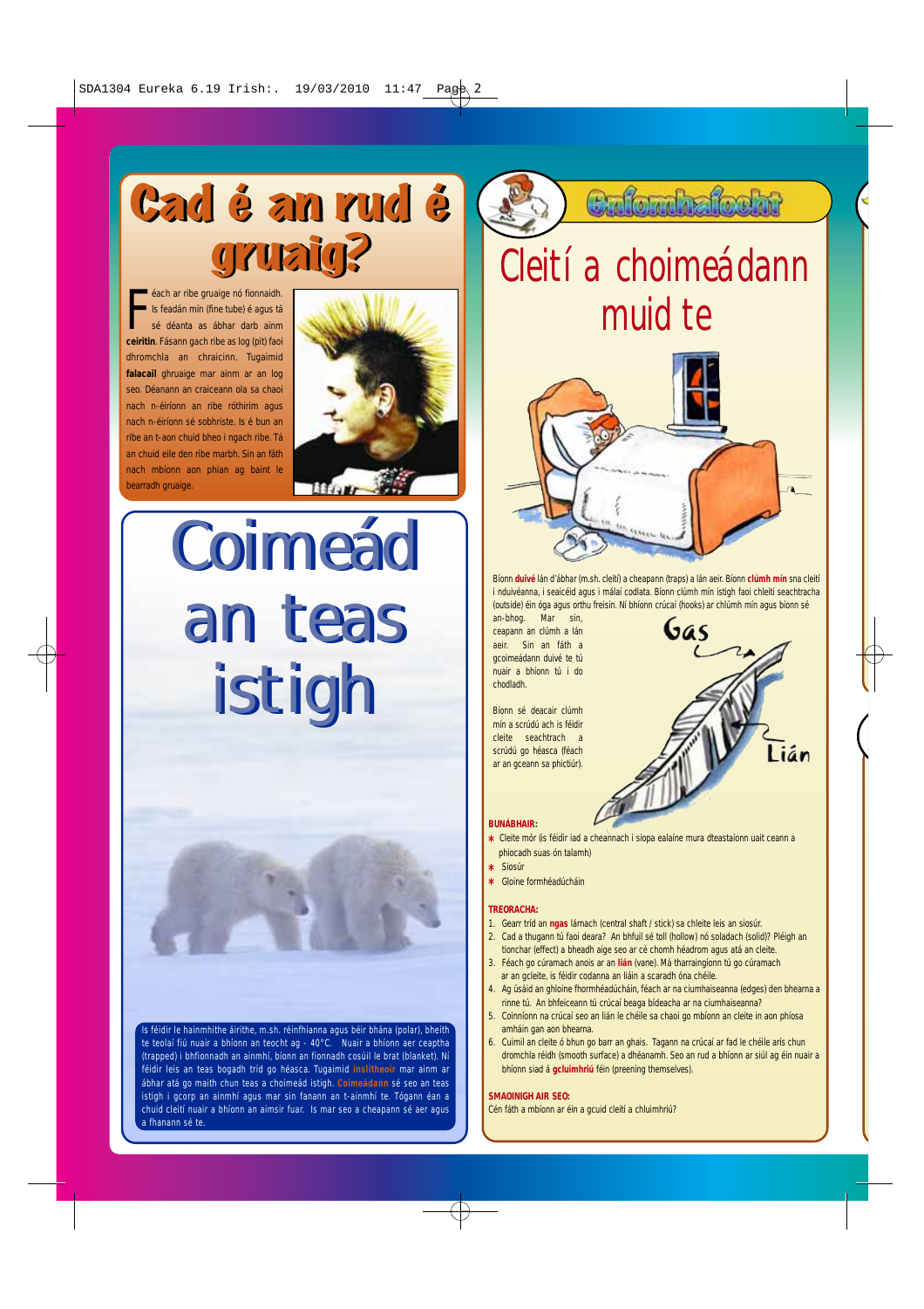# Cad é an rud é gruaig?

Féach ar ribe gruaige nó fionnaidh. Is feadán mín (fine tube) é agus tá sé déanta as ábhar darb ainm **ceiritin**. Fásann gach ribe as log (pit) faoi dhromchla an chraicinn. Tugaimid **falacail** ghruaige mar ainm ar an log seo. Déanann an craiceann ola sa chaoi nach n-éiríonn an ribe róthirim agus nach n-éiríonn sé sobhriste. Is é bun an ribe an t-aon chuid bheo i ngach ribe. Tá an chuid eile den ribe marbh. Sin an fáth nach mbíonn aon phian ag baint le bearradh gruaige.

# Coimeád an teas istigh

Is féidir le hainmhithe áirithe, m.sh. réinfhianna agus béir bhána (polar), bheith te teolaí fiú nuair a bhíonn an teocht ag - 40°C. Nuair a bhíonn aer ceaptha (trapped) i bhfionnadh an ainmhí, bíonn an fionnadh cosúil le brat (blanket). Ní féidir leis an teas bogadh tríd go héasca. Tugaimid **inslitheoir** mar ainm ar ábhar atá go maith chun teas a choimeád istigh. **Coimeádann** sé seo an teas istigh i gcorp an ainmhí agus mar sin fanann an t-ainmhí te. Tógann éan a chuid cleití nuair a bhíonn an aimsir fuar. Is mar seo a cheapann sé aer agus a fhanann sé te.

## Gníomhaíocht

# Cleití a choimeádann muid te

Bíonn **duivé** lán d'ábhar (m.sh. cleití) a cheapann (traps) a lán aeir. Bíonn **clúmh mín** sna cleití i nduivéanna, i seaicéid agus i málaí codlata. Bíonn clúmh mín istigh faoi chleití seachtracha (outside) éin óga agus orthu freisin. Ní bhíonn crúcaí (hooks) ar chlúmh mín agus bíonn sé an-bhog. Mar sin, ceapann an clúmh a lán aeir. Sin an fáth a gcoimeádann duivé te tú nuair a bhíonn tú i do chodladh.

Bíonn sé deacair clúmh mín a scrúdú ach is féidir cleite seachtrach a scrúdú go héasca (féach ar an gceann sa phictiúr).

Gas

Lián

**BUNÁBHAIR:**

- Cleite mór (is féidir iad a cheannach i siopa ealaíne mura dteastaíonn uait ceann a phiocadh suas ón talamh)
- Siosúr
- Gloine formhéadúcháin

**TREORACHA:**

1. Gearr tríd an **ngas** lárnach (central shaft / stick) sa chleite leis an siosúr.
2. Cad a thugann tú faoi deara? An bhfuil sé toll (hollow) nó soladach (solid)? Pléigh an tionchar (effect) a bheadh aige seo ar cé chomh héadrom agus atá an cleite.
3. Féach go cúramach anois ar an **lián** (vane). Má tharraingíonn tú go cúramach ar an gcleite, is féidir codanna an liáin a scaradh óna chéile.
4. Ag úsáid an ghloine fhormhéadúcháin, féach ar na ciumhaiseanna (edges) den bhearna a rinne tú. An bhfeiceann tú crúcaí beaga bídeacha ar na ciumhaiseanna?
5. Coinníonn na crúcaí seo an lián le chéile sa chaoi go mbíonn an cleite in aon phíosa amháin gan aon bhearna.
6. Cuimil an cleite ó bhun go barr an ghais. Tagann na crúcaí ar fad le chéile arís chun dromchla réidh (smooth surface) a dhéanamh. Seo an rud a bhíonn ar siúl ag éin nuair a bhíonn siad á **gcluimhriú** féin (preening themselves).

**SMAOINIGH AIR SEO:**

Cén fáth a mbíonn ar éin a gcuid cleití a chluimhriú?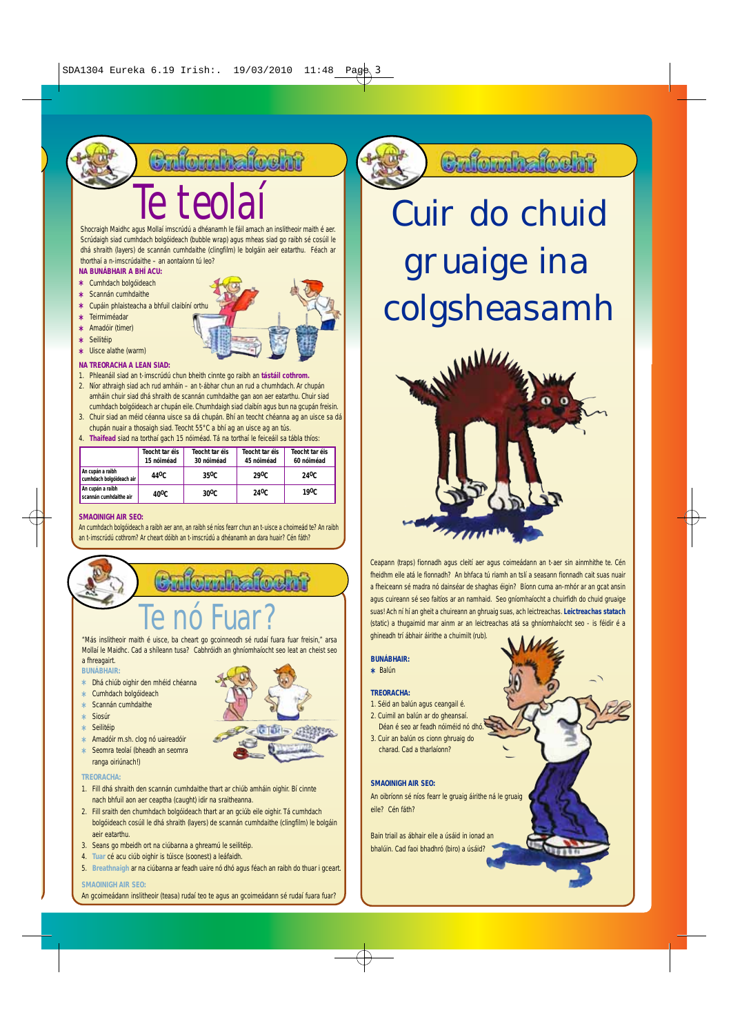## Gníomhaíocht

# Te teolaí

Shocraigh Maidhc agus Mollaí imscrúdú a dhéanamh le fáil amach an inslitheoir maith é aer. Scrúdaigh siad cumhdach bolgóideach (bubble wrap) agus mheas siad go raibh sé cosúil le dhá shraith (layers) de scannán cumhdaithe (clingfilm) le bolgáin aeir eatarthu. Féach ar thorthaí a n-imscrúdaithe – an aontaíonn tú leo?

**NA BUNÁBHAIR A BHÍ ACU:**

- Cumhdach bolgóideach
- Scannán cumhdaithe
- Cupáin phlaisteacha a bhfuil claibíní orthu
- Teirmiméadar
- Amadóir (timer)
- Seilitéip
- Uisce alathe (warm)

**NA TREORACHA A LEAN SIAD:**

1. Phleanáil siad an t-imscrúdú chun bheith cinnte go raibh an **tástáil cothrom.**
2. Níor athraigh siad ach rud amháin – an t-ábhar chun an rud a chumhdach. Ar chupán amháin chuir siad dhá shraith de scannán cumhdaithe gan aon aer eatarthu. Chuir siad cumhdach bolgóideach ar chupán eile. Chumhdaigh siad claibín agus bun na gcupán freisin.
3. Chuir siad an méid céanna uisce sa dá chupán. Bhí an teocht chéanna ag an uisce sa dá chupán nuair a thosaigh siad. Teocht 55°C a bhí ag an uisce ag an tús.
4. **Thaifead** siad na torthaí gach 15 nóiméad. Tá na torthaí le feiceáil sa tábla thíos:

| | Teocht tar éis 15 nóiméad | Teocht tar éis 30 nóiméad | Teocht tar éis 45 nóiméad | Teocht tar éis 60 nóiméad |
|---|---|---|---|---|
| An cupán a raibh cumhdach bolgóideach air | 44ºC | 35ºC | 29ºC | 24ºC |
| An cupán a raibh scannán cumhdaithe air | 40ºC | 30ºC | 24ºC | 19ºC |

**SMAOINIGH AIR SEO:**

An cumhdach bolgóideach a raibh aer ann, an raibh sé níos fearr chun an t-uisce a choimeád te? An raibh an t-imscrúdú cothrom? Ar cheart dóibh an t-imscrúdú a dhéanamh an dara huair? Cén fáth?

## Gníomhaíocht

# Te nó Fuar?

"Más inslitheoir maith é uisce, ba cheart go gcoinneodh sé rudaí fuara fuar freisin," arsa Mollaí le Maidhc. Cad a shileann tusa? Cabhróidh an ghníomhaíocht seo leat an cheist seo a fhreagairt.

**BUNÁBHAIR:**

- Dhá chiúb oighir den mhéid chéanna
- Cumhdach bolgóideach
- Scannán cumhdaithe
- Siosúr
- Seilitéip
- Amadóir m.sh. clog nó uaireadóir
- Seomra teolaí (bheadh an seomra ranga oiriúnach!)

**TREORACHA:**

1. Fill dhá shraith den scannán cumhdaithe thart ar chiúb amháin oighir. Bí cinnte nach bhfuil aon aer ceaptha (caught) idir na sraitheanna.
2. Fill sraith den chumhdach bolgóideach thart ar an gciúb eile oighir. Tá cumhdach bolgóideach cosúil le dhá shraith (layers) de scannán cumhdaithe (clingfilm) le bolgáin aeir eatarthu.
3. Seans go mbeidh ort na ciúbanna a ghreamú le seilitéip.
4. **Tuar** cé acu ciúb oighir is túisce (soonest) a leáfaidh.
5. **Breathnaigh** ar na ciúbanna ar feadh uaire nó dhó agus féach an raibh do thuar i gceart.

**SMAOINIGH AIR SEO:**

An gcoinneáonn inslitheoir (teasa) rudaí teo te agus an gcoinneáonn sé rudaí fuara fuar?

## Gníomhaíocht

# Cuir do chuid gruaige ina colgsheasamh

Ceapann (traps) fionnadh agus cleití aer agus coimeádann an t-aer sin ainmhithe te. Cén fheidhm eile atá le fionnadh? An bhfaca tú riamh an tslí a seasann fionnadh cait suas nuair a fheiceann sé madra nó dainséar de shaghas éigin? Bíonn cuma an-mhór ar an gcat ansin agus cuireann sé seo faitíos ar an namhaid. Seo gníomhaíocht a chuirfidh do chuid gruaige suas! Ach ní hí an gheit a chuireann an ghruaig suas, ach leictreachas. **Leictreachas statach** (static) a thugaimid mar ainm ar an leictreachas atá sa ghníomhaíocht seo - is féidir é a ghineadh trí ábhair áirithe a chuimilt (rub).

**BUNÁBHAIR:**

- Balún

**TREORACHA:**

1. Séid an balún agus ceangail é.
2. Cuimil an balún ar do gheansaí. Déan é seo ar feadh nóiméid nó dhó.
3. Cuir an balún os cionn ghruaig do charad. Cad a tharlaíonn?

**SMAOINIGH AIR SEO:**

An oibríonn sé níos fearr le gruaig áirithe ná le gruaig eile? Cén fáth?

Bain triail as ábhair eile a úsáid in ionad an bhalúin. Cad faoi bhadhró (biro) a úsáid?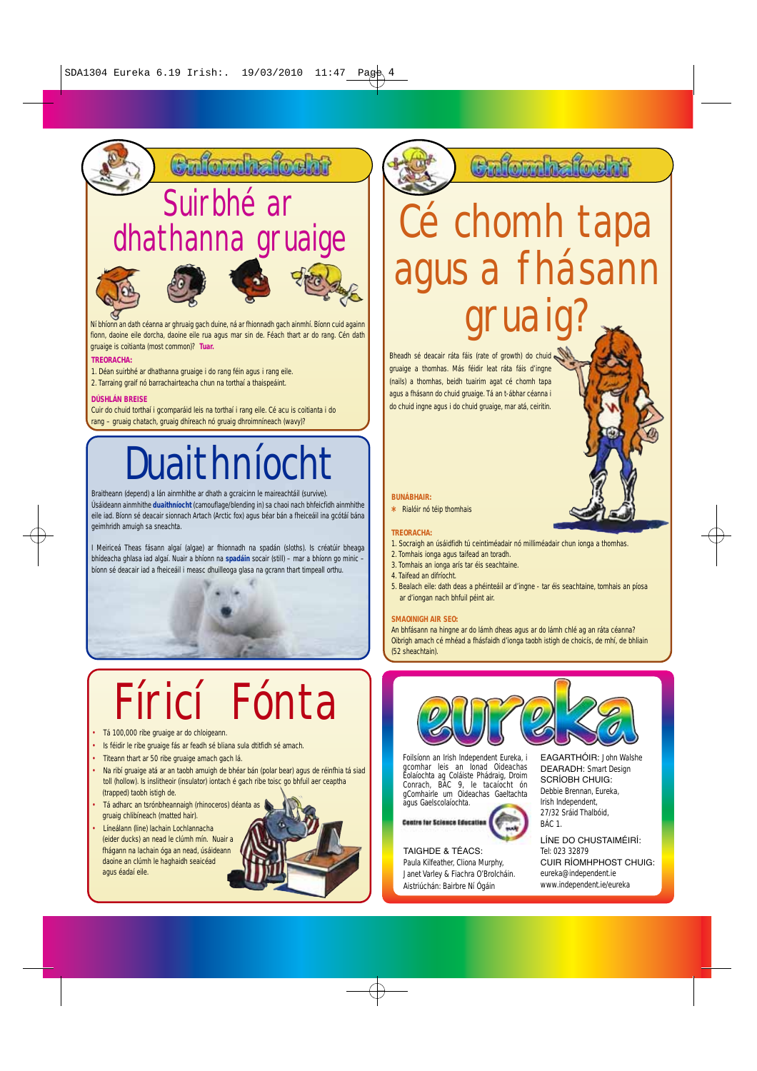## Gníomhaíocht

# Suirbhé ar dhathanna gruaige

Ní bhíonn an dath céanna ar ghruaig gach duine, ná ar fhionnadh gach ainmhí. Bíonn cuid againn fionn, daoine eile dorcha, daoine eile rua agus mar sin de. Féach thart ar do rang. Cén dath gruaige is coitianta (most common)? **Tuar.**

**TREORACHA:**

1. Déan suirbhé ar dhathanna gruaige i do rang féin agus i rang eile.
2. Tarraing graif nó barrachairteacha chun na torthaí a thaispeáint.

**DÚSHLÁN BREISE**

Cuir do chuid torthaí i gcomparáid leis na torthaí i rang eile. Cé acu is coitianta i do rang – gruaig chatach, gruaig dhíreach nó gruaig dhroimníneach (wavy)?

# Duaithníocht

Braitheann (depend) a lán ainmhithe ar dhath a gcraicinn le maireachtáil (survive). Úsáideann ainmhithe **duaithníocht** (camouflage/blending in) sa chaoi nach bhfeicfidh ainmhithe eile iad. Bíonn sé deacair sionnach Artach (Arctic fox) agus béar bán a fheiceáil ina gcótaí bána geimhridh amuigh sa sneachta.

I Meiriceá Theas fásann algaí (algae) ar fhionnadh na spadán (sloths). Is créatúir bheaga bhídeacha ghlasa iad algaí. Nuair a bhíonn na **spadáin** socair (still) – mar a bhíonn go minic – bíonn sé deacair iad a fheiceáil i measc dhuilleoga glasa na gcrann thart timpeall orthu.

# Fíricí Fónta

- Tá 100,000 ribe gruaige ar do chloigeann.
- Is féidir le ribe gruaige fás ar feadh sé bliana sula dtitfidh sé amach.
- Titeann thart ar 50 ribe gruaige amach gach lá.
- Na ribí gruaige atá ar an taobh amuigh de bhéar bán (polar bear) agus de réinfhia tá siad toll (hollow). Is inslitheoir (insulator) iontach é gach ribe toisc go bhfuil aer ceaptha (trapped) taobh istigh de.
- Tá adharc an tsrónbheannaigh (rhinoceros) déanta as gruaig chlibíneach (matted hair).
- Líneálann (line) lachain Lochlannacha (eider ducks) an nead le clúmh mín. Nuair a fhágann na lachain óga an nead, úsáideann daoine an clúmh le haghaidh seaicéad agus éadaí eile.

## Gníomhaíocht

# Cé chomh tapa agus a fhásann gruaig?

Bheadh sé deacair ráta fáis (rate of growth) do chuid gruaige a thomhas. Más féidir leat ráta fáis d'ingne (nails) a thomhas, beidh tuairim agat cé chomh tapa agus a fhásann do chuid gruaige. Tá an t-ábhar céanna i do chuid ingne agus i do chuid gruaige, mar atá, ceiritin.

**BUNÁBHAIR:**

- Rialóir nó téip thomhais

**TREORACHA:**

1. Socraigh an úsáidfidh tú ceintiméadair nó milliméadair chun ionga a thomhas.
2. Tomhais ionga agus taifead an toradh.
3. Tomhais an ionga arís tar éis seachtaine.
4. Taifead an difríocht.
5. Bealach eile: dath deas a phéinteáil ar d'ingne - tar éis seachtaine, tomhais an píosa ar d'iongan nach bhfuil péint air.

**SMAOINIGH AIR SEO:**

An bhfásann na hingne ar do lámh dheas agus ar do lámh chlé ag an ráta céanna? Oibrigh amach cé mhéad a fhásfaidh d'ionga taobh istigh de choicís, de mhí, de bhliain (52 sheachtain).

# eureka

Foilsíonn an Irish Independent Eureka, i gcomhar leis an Ionad Oideachas Eolaíochta ag Coláiste Phádraig, Droim Conrach, BÁC 9, le tacaíocht ón gComhairle um Oideachas Gaeltachta agus Gaelscolaíochta.

Centre for Science Education

TAIGHDE & TÉACS:
Paula Kilfeather, Clíona Murphy, Janet Varley & Fiachra O'Brolcháin.
Aistriúchán: Bairbre Ní Ógáin

EAGARTHÓIR: John Walshe
DEARADH: Smart Design
SCRÍOBH CHUIG:
Debbie Brennan, Eureka,
Irish Independent,
27/32 Sráid Thalbóid,
BÁC 1.

LÍNE DO CHUSTAIMÉIRÍ:
Tel: 023 32879
CUIR RÍOMHPHOST CHUIG:
eureka@independent.ie
www.independent.ie/eureka